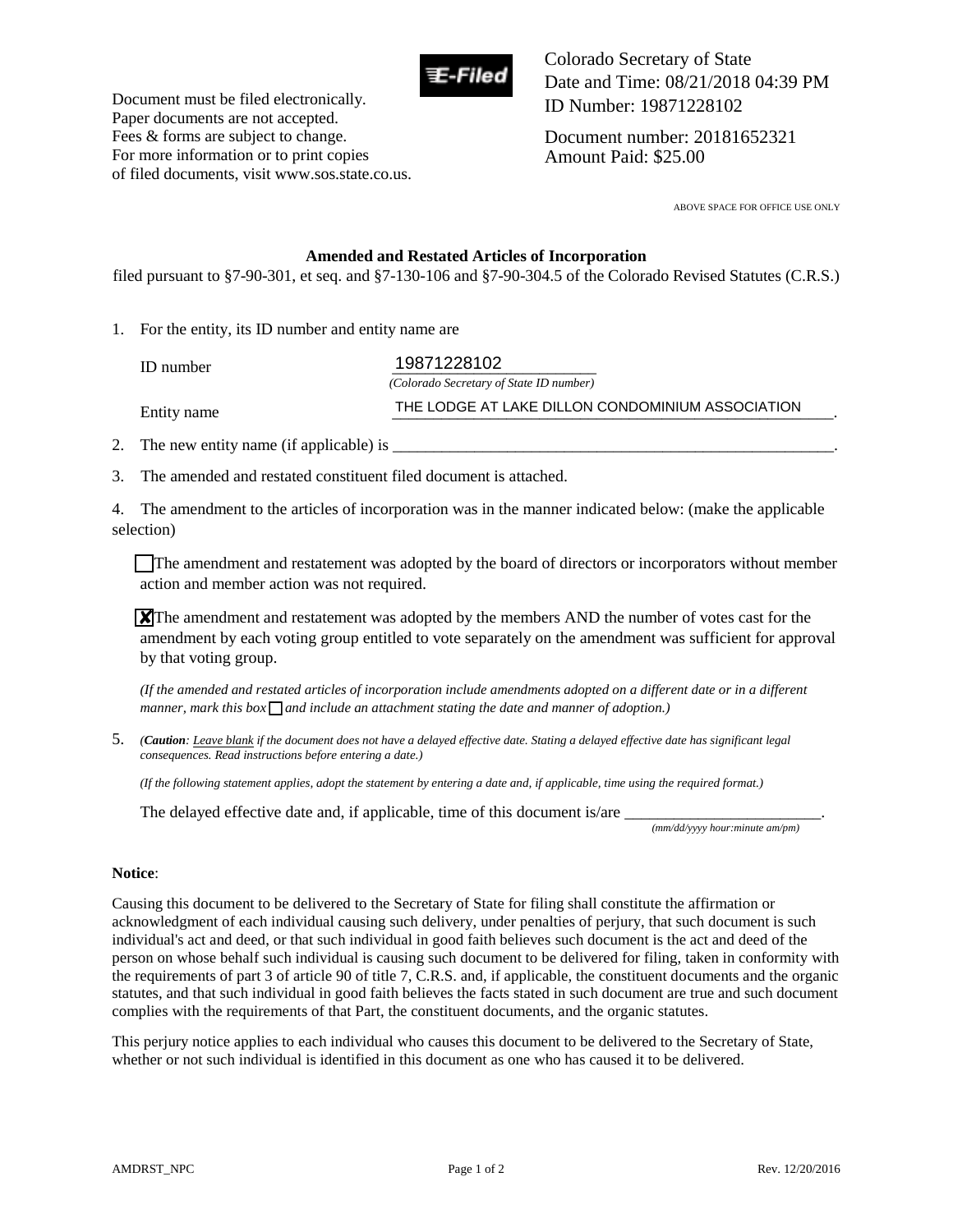Document must be filed electronically.
Paper documents are not accepted.
Fees & forms are subject to change.
For more information or to print copies
of filed documents, visit www.sos.state.co.us.

E-Filed

Colorado Secretary of State
Date and Time: 08/21/2018 04:39 PM
ID Number: 19871228102

Document number: 20181652321
Amount Paid: $25.00

ABOVE SPACE FOR OFFICE USE ONLY

**Amended and Restated Articles of Incorporation**

filed pursuant to §7-90-301, et seq. and §7-130-106 and §7-90-304.5 of the Colorado Revised Statutes (C.R.S.)

1. For the entity, its ID number and entity name are

   ID number 19871228102
   *(Colorado Secretary of State ID number)*

   Entity name THE LODGE AT LAKE DILLON CONDOMINIUM ASSOCIATION.

2. The new entity name (if applicable) is ______________________________.

3. The amended and restated constituent filed document is attached.

4. The amendment to the articles of incorporation was in the manner indicated below: (make the applicable selection)

   ☐ The amendment and restatement was adopted by the board of directors or incorporators without member action and member action was not required.

   ☒ The amendment and restatement was adopted by the members AND the number of votes cast for the amendment by each voting group entitled to vote separately on the amendment was sufficient for approval by that voting group.

   *(If the amended and restated articles of incorporation include amendments adopted on a different date or in a different manner, mark this box* ☐ *and include an attachment stating the date and manner of adoption.)*

5. *(**Caution**: Leave blank if the document does not have a delayed effective date. Stating a delayed effective date has significant legal consequences. Read instructions before entering a date.)*

   *(If the following statement applies, adopt the statement by entering a date and, if applicable, time using the required format.)*

   The delayed effective date and, if applicable, time of this document is/are ______________________.
   *(mm/dd/yyyy hour:minute am/pm)*

**Notice**:

Causing this document to be delivered to the Secretary of State for filing shall constitute the affirmation or acknowledgment of each individual causing such delivery, under penalties of perjury, that such document is such individual's act and deed, or that such individual in good faith believes such document is the act and deed of the person on whose behalf such individual is causing such document to be delivered for filing, taken in conformity with the requirements of part 3 of article 90 of title 7, C.R.S. and, if applicable, the constituent documents and the organic statutes, and that such individual in good faith believes the facts stated in such document are true and such document complies with the requirements of that Part, the constituent documents, and the organic statutes.

This perjury notice applies to each individual who causes this document to be delivered to the Secretary of State, whether or not such individual is identified in this document as one who has caused it to be delivered.

AMDRST_NPC Rev. 12/20/2016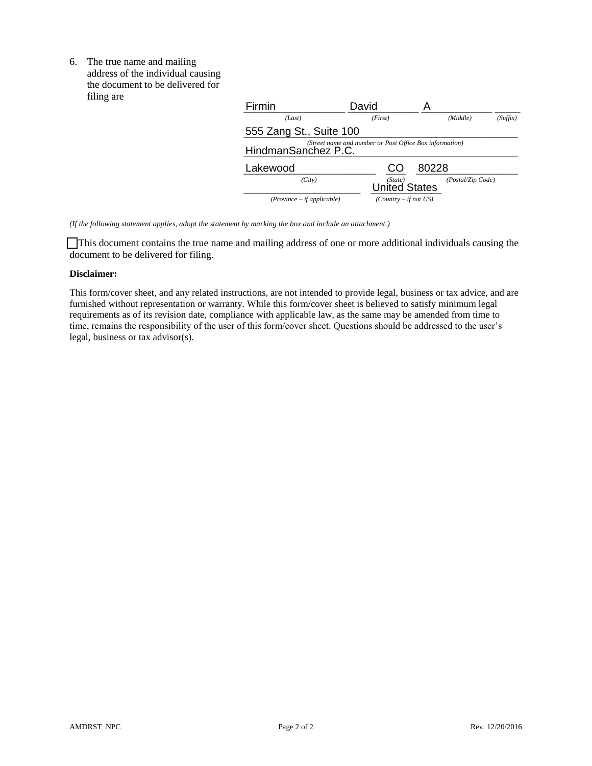6. The true name and mailing address of the individual causing the document to be delivered for filing are

| Firmin | David | A | |
|---|---|---|---|
| *(Last)* | *(First)* | *(Middle)* | *(Suffix)* |

555 Zang St., Suite 100
HindmanSanchez P.C.
*(Street name and number or Post Office Box information)*

| Lakewood | CO | 80228 |
|---|---|---|
| *(City)* | *(State)* | *(Postal/Zip Code)* |
| | United States | |
| *(Province – if applicable)* | *(Country – if not US)* | |

*(If the following statement applies, adopt the statement by marking the box and include an attachment.)*

☐ This document contains the true name and mailing address of one or more additional individuals causing the document to be delivered for filing.

**Disclaimer:**

This form/cover sheet, and any related instructions, are not intended to provide legal, business or tax advice, and are furnished without representation or warranty. While this form/cover sheet is believed to satisfy minimum legal requirements as of its revision date, compliance with applicable law, as the same may be amended from time to time, remains the responsibility of the user of this form/cover sheet. Questions should be addressed to the user's legal, business or tax advisor(s).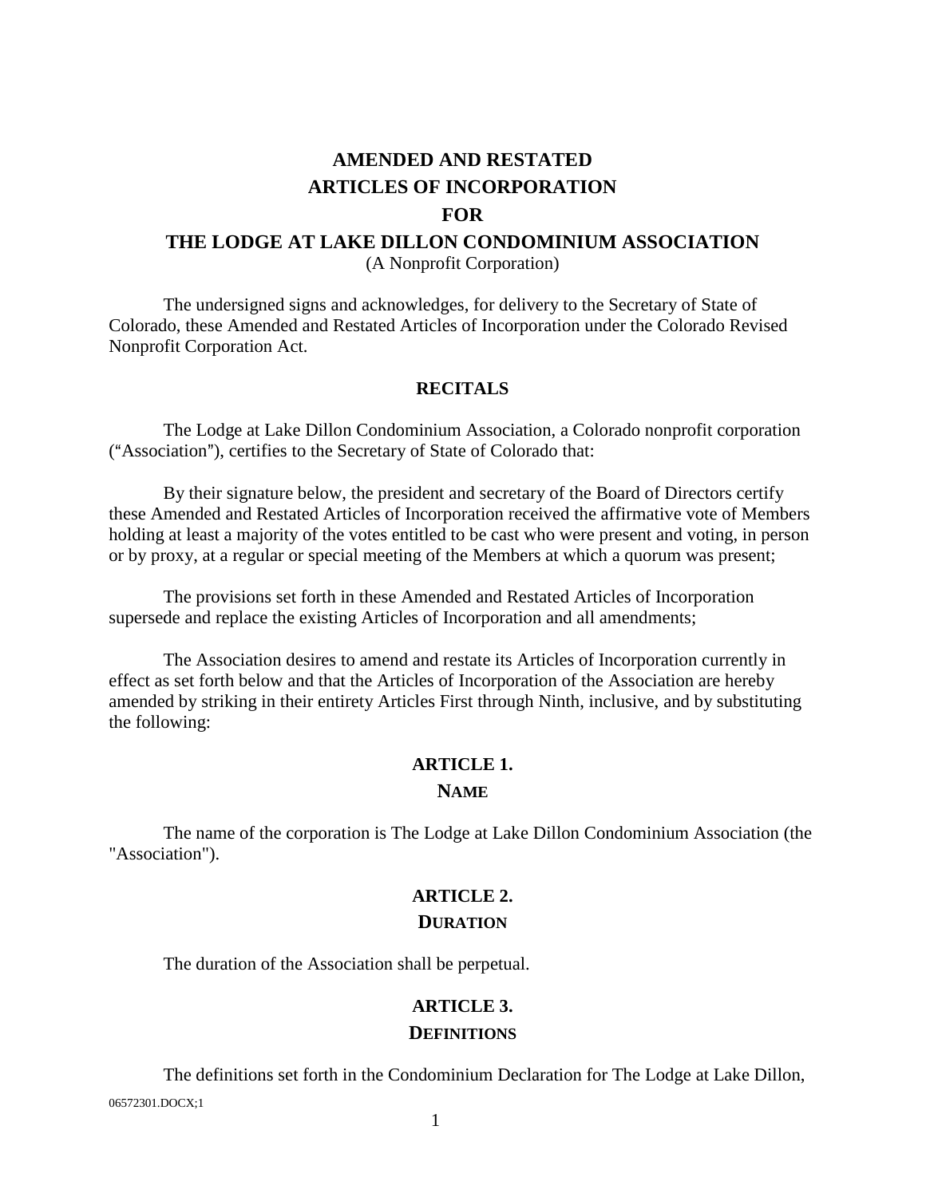# AMENDED AND RESTATED ARTICLES OF INCORPORATION FOR THE LODGE AT LAKE DILLON CONDOMINIUM ASSOCIATION

(A Nonprofit Corporation)

The undersigned signs and acknowledges, for delivery to the Secretary of State of Colorado, these Amended and Restated Articles of Incorporation under the Colorado Revised Nonprofit Corporation Act.

## RECITALS

The Lodge at Lake Dillon Condominium Association, a Colorado nonprofit corporation ("Association"), certifies to the Secretary of State of Colorado that:

By their signature below, the president and secretary of the Board of Directors certify these Amended and Restated Articles of Incorporation received the affirmative vote of Members holding at least a majority of the votes entitled to be cast who were present and voting, in person or by proxy, at a regular or special meeting of the Members at which a quorum was present;

The provisions set forth in these Amended and Restated Articles of Incorporation supersede and replace the existing Articles of Incorporation and all amendments;

The Association desires to amend and restate its Articles of Incorporation currently in effect as set forth below and that the Articles of Incorporation of the Association are hereby amended by striking in their entirety Articles First through Ninth, inclusive, and by substituting the following:

## ARTICLE 1.
## NAME

The name of the corporation is The Lodge at Lake Dillon Condominium Association (the "Association").

## ARTICLE 2.
## DURATION

The duration of the Association shall be perpetual.

## ARTICLE 3.
## DEFINITIONS

The definitions set forth in the Condominium Declaration for The Lodge at Lake Dillon,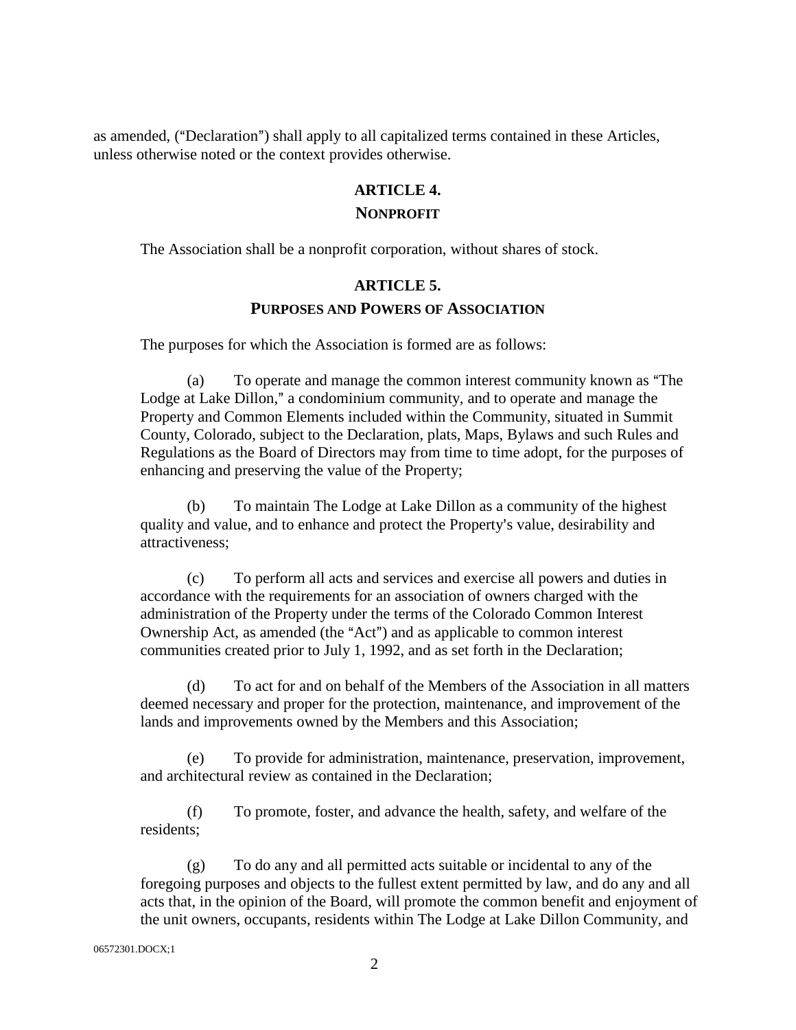as amended, ("Declaration") shall apply to all capitalized terms contained in these Articles, unless otherwise noted or the context provides otherwise.

## ARTICLE 4.
## NONPROFIT

The Association shall be a nonprofit corporation, without shares of stock.

## ARTICLE 5.
## PURPOSES AND POWERS OF ASSOCIATION

The purposes for which the Association is formed are as follows:

(a) To operate and manage the common interest community known as "The Lodge at Lake Dillon," a condominium community, and to operate and manage the Property and Common Elements included within the Community, situated in Summit County, Colorado, subject to the Declaration, plats, Maps, Bylaws and such Rules and Regulations as the Board of Directors may from time to time adopt, for the purposes of enhancing and preserving the value of the Property;

(b) To maintain The Lodge at Lake Dillon as a community of the highest quality and value, and to enhance and protect the Property's value, desirability and attractiveness;

(c) To perform all acts and services and exercise all powers and duties in accordance with the requirements for an association of owners charged with the administration of the Property under the terms of the Colorado Common Interest Ownership Act, as amended (the "Act") and as applicable to common interest communities created prior to July 1, 1992, and as set forth in the Declaration;

(d) To act for and on behalf of the Members of the Association in all matters deemed necessary and proper for the protection, maintenance, and improvement of the lands and improvements owned by the Members and this Association;

(e) To provide for administration, maintenance, preservation, improvement, and architectural review as contained in the Declaration;

(f) To promote, foster, and advance the health, safety, and welfare of the residents;

(g) To do any and all permitted acts suitable or incidental to any of the foregoing purposes and objects to the fullest extent permitted by law, and do any and all acts that, in the opinion of the Board, will promote the common benefit and enjoyment of the unit owners, occupants, residents within The Lodge at Lake Dillon Community, and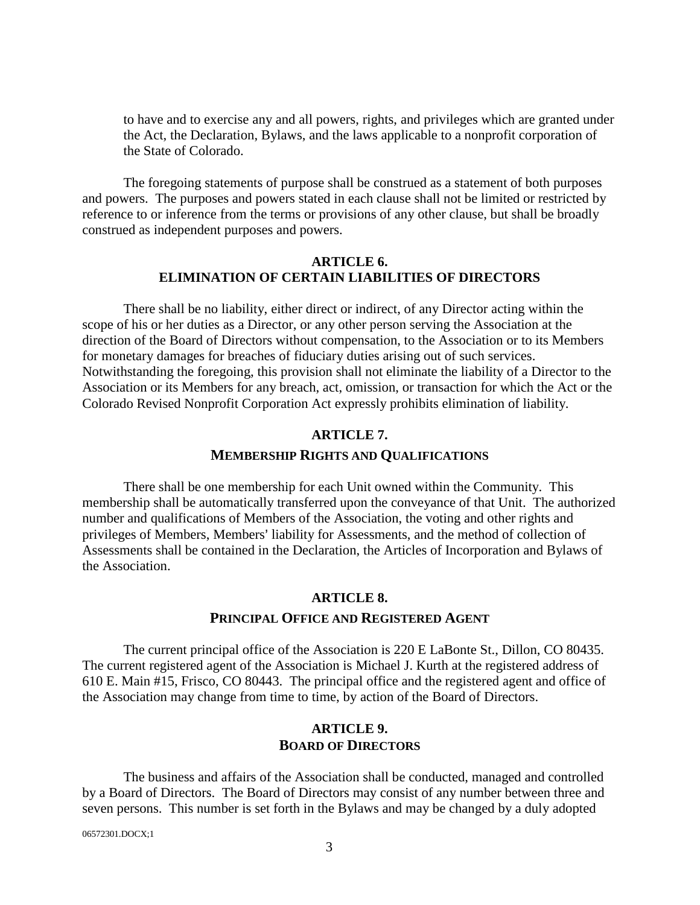to have and to exercise any and all powers, rights, and privileges which are granted under the Act, the Declaration, Bylaws, and the laws applicable to a nonprofit corporation of the State of Colorado.

The foregoing statements of purpose shall be construed as a statement of both purposes and powers. The purposes and powers stated in each clause shall not be limited or restricted by reference to or inference from the terms or provisions of any other clause, but shall be broadly construed as independent purposes and powers.

## ARTICLE 6.
## ELIMINATION OF CERTAIN LIABILITIES OF DIRECTORS

There shall be no liability, either direct or indirect, of any Director acting within the scope of his or her duties as a Director, or any other person serving the Association at the direction of the Board of Directors without compensation, to the Association or to its Members for monetary damages for breaches of fiduciary duties arising out of such services. Notwithstanding the foregoing, this provision shall not eliminate the liability of a Director to the Association or its Members for any breach, act, omission, or transaction for which the Act or the Colorado Revised Nonprofit Corporation Act expressly prohibits elimination of liability.

## ARTICLE 7.
## MEMBERSHIP RIGHTS AND QUALIFICATIONS

There shall be one membership for each Unit owned within the Community. This membership shall be automatically transferred upon the conveyance of that Unit. The authorized number and qualifications of Members of the Association, the voting and other rights and privileges of Members, Members' liability for Assessments, and the method of collection of Assessments shall be contained in the Declaration, the Articles of Incorporation and Bylaws of the Association.

## ARTICLE 8.
## PRINCIPAL OFFICE AND REGISTERED AGENT

The current principal office of the Association is 220 E LaBonte St., Dillon, CO 80435. The current registered agent of the Association is Michael J. Kurth at the registered address of 610 E. Main #15, Frisco, CO 80443. The principal office and the registered agent and office of the Association may change from time to time, by action of the Board of Directors.

## ARTICLE 9.
## BOARD OF DIRECTORS

The business and affairs of the Association shall be conducted, managed and controlled by a Board of Directors. The Board of Directors may consist of any number between three and seven persons. This number is set forth in the Bylaws and may be changed by a duly adopted

06572301.DOCX;1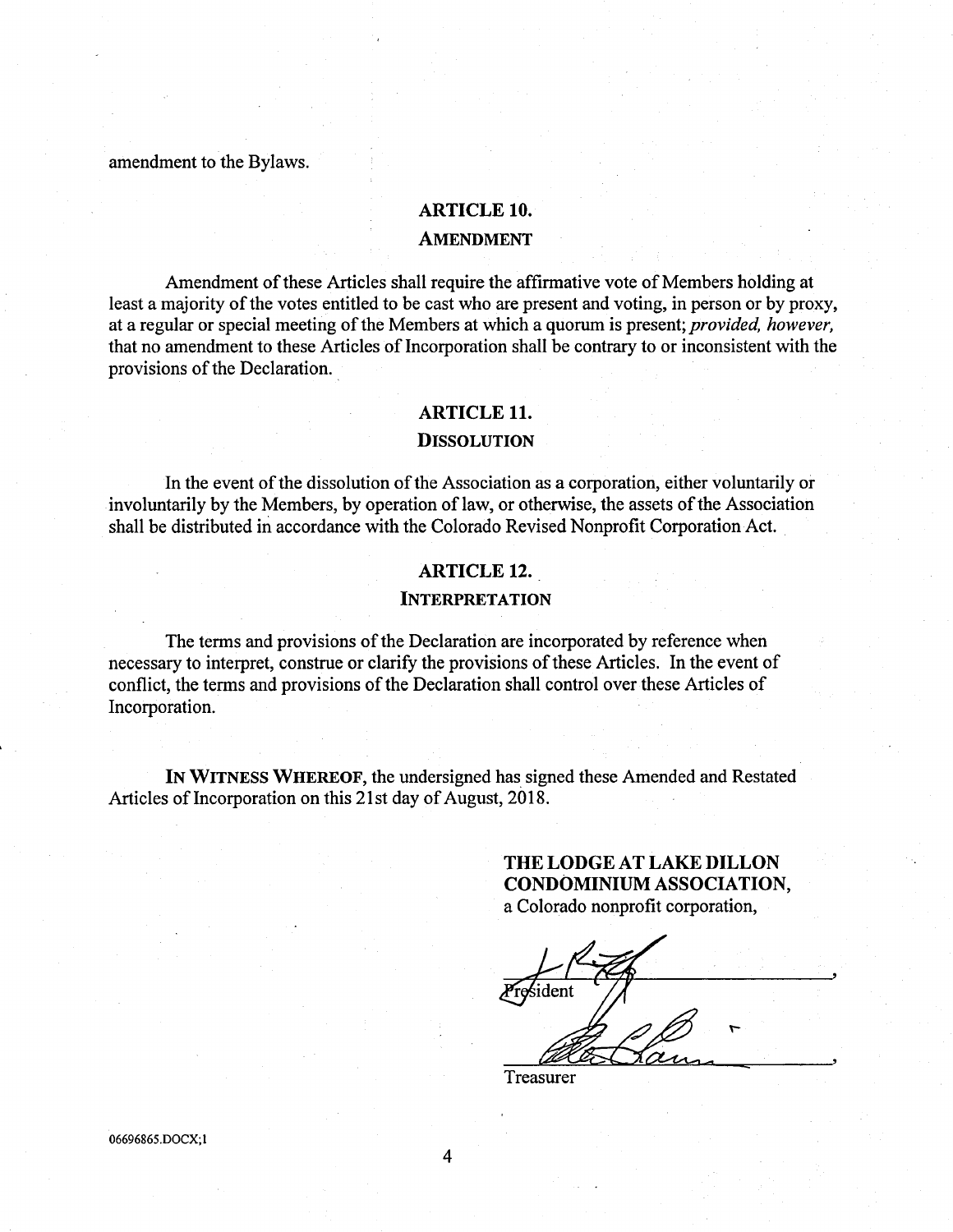amendment to the Bylaws.

## ARTICLE 10.

## AMENDMENT

Amendment of these Articles shall require the affirmative vote of Members holding at least a majority of the votes entitled to be cast who are present and voting, in person or by proxy, at a regular or special meeting of the Members at which a quorum is present; *provided, however,* that no amendment to these Articles of Incorporation shall be contrary to or inconsistent with the provisions of the Declaration.

## ARTICLE 11.

## DISSOLUTION

In the event of the dissolution of the Association as a corporation, either voluntarily or involuntarily by the Members, by operation of law, or otherwise, the assets of the Association shall be distributed in accordance with the Colorado Revised Nonprofit Corporation Act.

## ARTICLE 12.

## INTERPRETATION

The terms and provisions of the Declaration are incorporated by reference when necessary to interpret, construe or clarify the provisions of these Articles. In the event of conflict, the terms and provisions of the Declaration shall control over these Articles of Incorporation.

**IN WITNESS WHEREOF,** the undersigned has signed these Amended and Restated Articles of Incorporation on this 21st day of August, 2018.

**THE LODGE AT LAKE DILLON CONDOMINIUM ASSOCIATION,**
a Colorado nonprofit corporation,

_______________________________,
President

_______________________________,
Treasurer

06696865.DOCX;1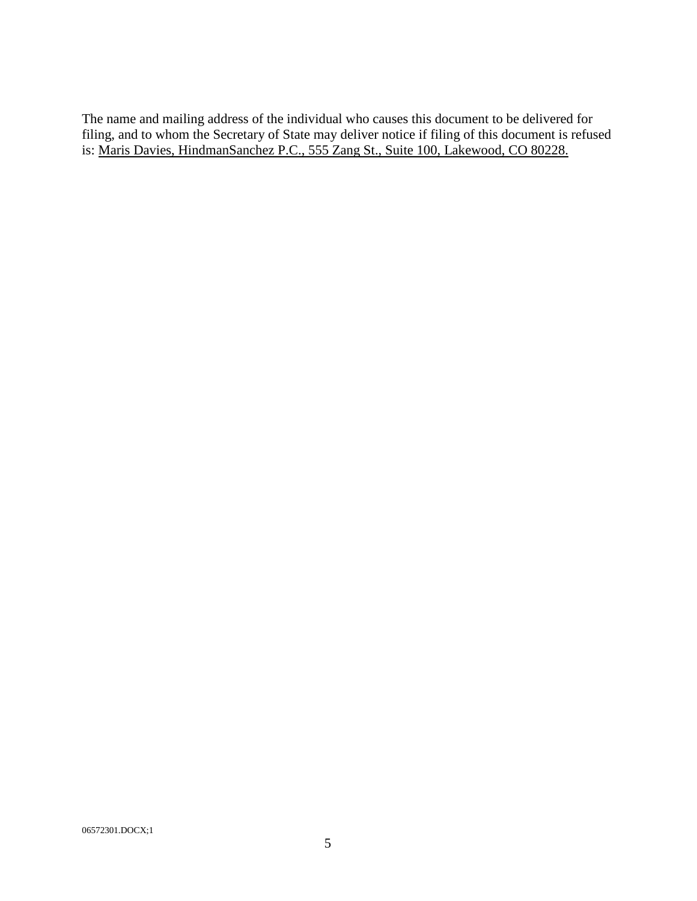The name and mailing address of the individual who causes this document to be delivered for filing, and to whom the Secretary of State may deliver notice if filing of this document is refused is: Maris Davies, HindmanSanchez P.C., 555 Zang St., Suite 100, Lakewood, CO 80228.

06572301.DOCX;1